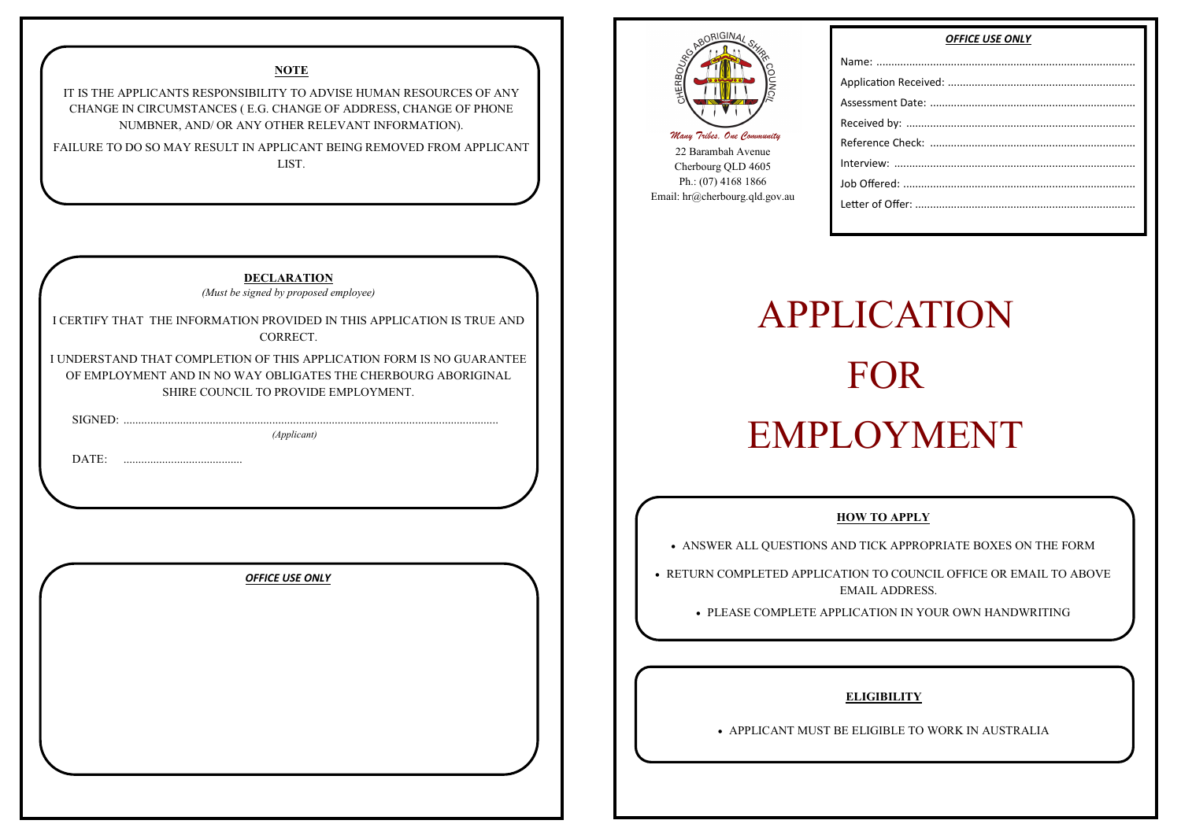**NOTE**

IT IS THE APPLICANTS RESPONSIBILITY TO ADVISE HUMAN RESOURCES OF ANY CHANGE IN CIRCUMSTANCES ( E.G. CHANGE OF ADDRESS, CHANGE OF PHONE NUMBNER, AND/ OR ANY OTHER RELEVANT INFORMATION).

FAILURE TO DO SO MAY RESULT IN APPLICANT BEING REMOVED FROM APPLICANT LIST.

**DECLARATION**

*(Must be signed by proposed employee)*

I CERTIFY THAT THE INFORMATION PROVIDED IN THIS APPLICATION IS TRUE AND CORRECT.

I UNDERSTAND THAT COMPLETION OF THIS APPLICATION FORM IS NO GUARANTEE OF EMPLOYMENT AND IN NO WAY OBLIGATES THE CHERBOURG ABORIGINAL SHIRE COUNCIL TO PROVIDE EMPLOYMENT.

SIGNED: ..............................................................................................................................
*(Applicant)*

DATE: ........................................

***OFFICE USE ONLY***

CHERBOURG ABORIGINAL SHIRE COUNCIL

*Many Tribes, One Community*

22 Barambah Avenue
Cherbourg QLD 4605
Ph.: (07) 4168 1866
Email: hr@cherbourg.qld.gov.au

***OFFICE USE ONLY***

Name: ......................................................................................
Application Received: ...............................................................
Assessment Date: .....................................................................
Received by: .............................................................................
Reference Check: .....................................................................
Interview: .................................................................................
Job Offered: ..............................................................................
Letter of Offer: ..........................................................................

# APPLICATION FOR EMPLOYMENT

**HOW TO APPLY**

- ANSWER ALL QUESTIONS AND TICK APPROPRIATE BOXES ON THE FORM
- RETURN COMPLETED APPLICATION TO COUNCIL OFFICE OR EMAIL TO ABOVE EMAIL ADDRESS.
- PLEASE COMPLETE APPLICATION IN YOUR OWN HANDWRITING

**ELIGIBILITY**

- APPLICANT MUST BE ELIGIBLE TO WORK IN AUSTRALIA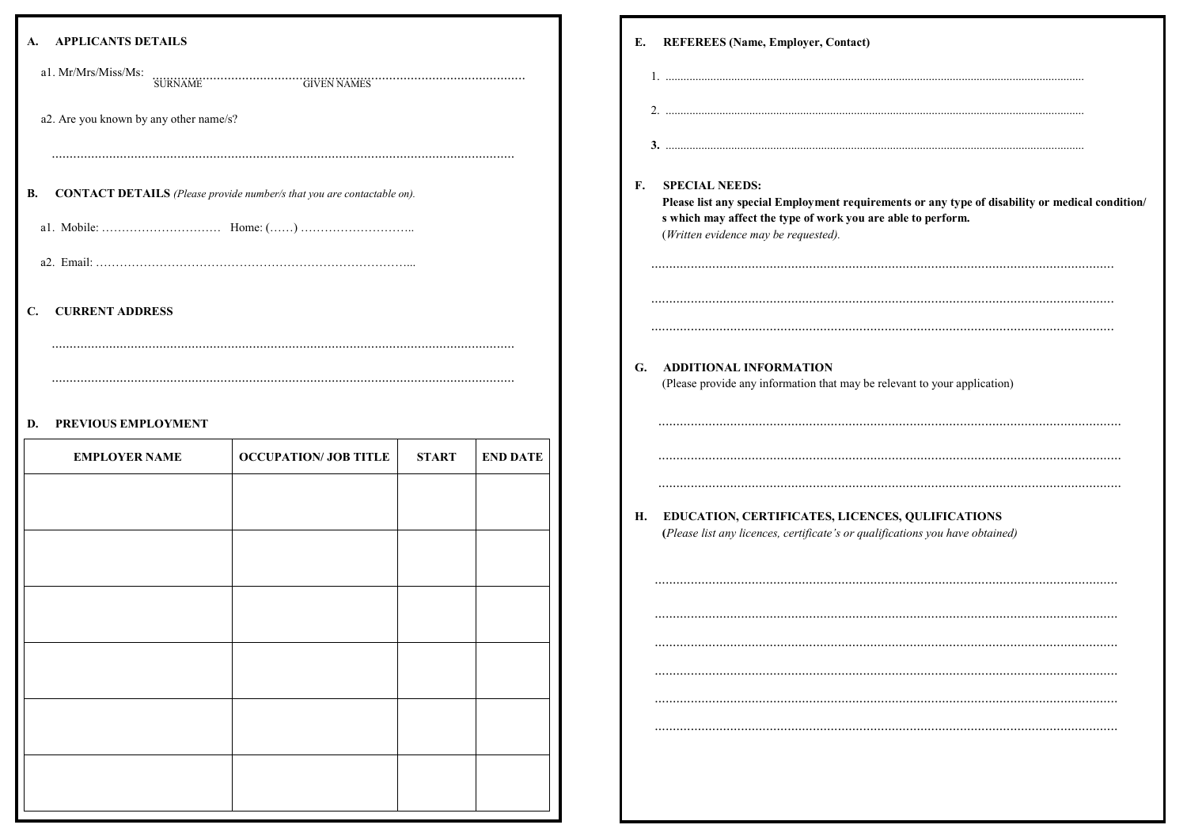## A. APPLICANTS DETAILS

a1. Mr/Mrs/Miss/Ms: ............................................................................................................
SURNAME GIVEN NAMES

a2. Are you known by any other name/s?

.................................................................................................................................

## B. CONTACT DETAILS *(Please provide number/s that you are contactable on).*

a1. Mobile: ………………………… Home: (……) ………………………..

a2. Email: ……………………………………………………………………...

## C. CURRENT ADDRESS

.................................................................................................................................

.................................................................................................................................

## D. PREVIOUS EMPLOYMENT

| EMPLOYER NAME | OCCUPATION/ JOB TITLE | START | END DATE |
|---|---|---|---|
| | | | |
| | | | |
| | | | |
| | | | |
| | | | |
| | | | |

## E. REFEREES (Name, Employer, Contact)

1. .................................................................................................................................
2. .................................................................................................................................
3. .................................................................................................................................

## F. SPECIAL NEEDS:

**Please list any special Employment requirements or any type of disability or medical condition/s which may affect the type of work you are able to perform.**
(*Written evidence may be requested).*

.................................................................................................................................

.................................................................................................................................

.................................................................................................................................

## G. ADDITIONAL INFORMATION

(Please provide any information that may be relevant to your application)

.................................................................................................................................

.................................................................................................................................

.................................................................................................................................

## H. EDUCATION, CERTIFICATES, LICENCES, QULIFICATIONS

**(***Please list any licences, certificate's or qualifications you have obtained)*

.................................................................................................................................

.................................................................................................................................

.................................................................................................................................

.................................................................................................................................

.................................................................................................................................

.................................................................................................................................